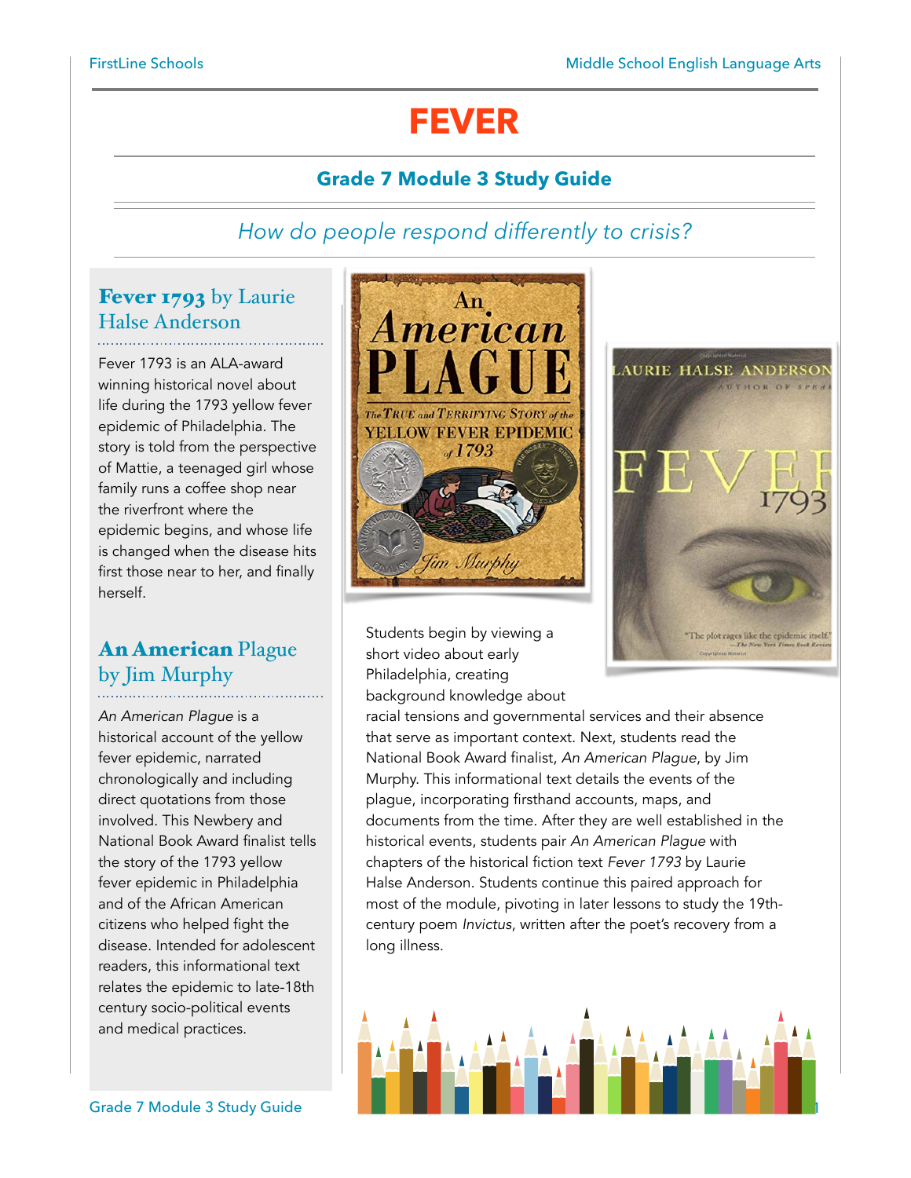# FEVER

## Grade 7 Module 3 Study Guide

*How do people respond differently to crisis?*

### Fever 1793 by Laurie Halse Anderson

Fever 1793 is an ALA-award winning historical novel about life during the 1793 yellow fever epidemic of Philadelphia. The story is told from the perspective of Mattie, a teenaged girl whose family runs a coffee shop near the riverfront where the epidemic begins, and whose life is changed when the disease hits first those near to her, and finally herself.

### An American Plague by Jim Murphy

*An American Plague* is a historical account of the yellow fever epidemic, narrated chronologically and including direct quotations from those involved. This Newbery and National Book Award finalist tells the story of the 1793 yellow fever epidemic in Philadelphia and of the African American citizens who helped fight the disease. Intended for adolescent readers, this informational text relates the epidemic to late-18th century socio-political events and medical practices.

Students begin by viewing a short video about early Philadelphia, creating background knowledge about racial tensions and governmental services and their absence that serve as important context. Next, students read the National Book Award finalist, *An American Plague*, by Jim Murphy. This informational text details the events of the plague, incorporating firsthand accounts, maps, and documents from the time. After they are well established in the historical events, students pair *An American Plague* with chapters of the historical fiction text *Fever 1793* by Laurie Halse Anderson. Students continue this paired approach for most of the module, pivoting in later lessons to study the 19th-century poem *Invictus*, written after the poet's recovery from a long illness.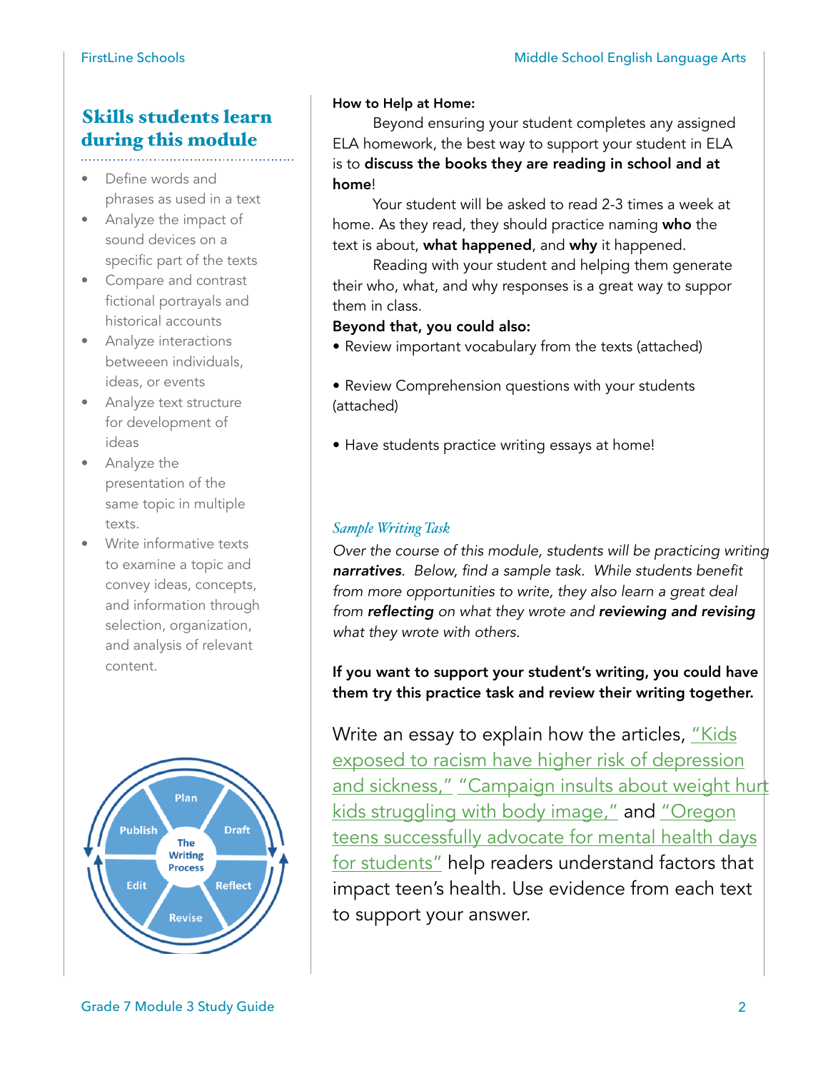## Skills students learn during this module

- Define words and phrases as used in a text
- Analyze the impact of sound devices on a specific part of the texts
- Compare and contrast fictional portrayals and historical accounts
- Analyze interactions betweeen individuals, ideas, or events
- Analyze text structure for development of ideas
- Analyze the presentation of the same topic in multiple texts.
- Write informative texts to examine a topic and convey ideas, concepts, and information through selection, organization, and analysis of relevant content.

The Writing Process: Plan, Draft, Reflect, Revise, Edit, Publish

**How to Help at Home:**

Beyond ensuring your student completes any assigned ELA homework, the best way to support your student in ELA is to **discuss the books they are reading in school and at home**!

Your student will be asked to read 2-3 times a week at home. As they read, they should practice naming **who** the text is about, **what happened**, and **why** it happened.

Reading with your student and helping them generate their who, what, and why responses is a great way to suppor them in class.

**Beyond that, you could also:**

- Review important vocabulary from the texts (attached)
- Review Comprehension questions with your students (attached)
- Have students practice writing essays at home!

### *Sample Writing Task*

*Over the course of this module, students will be practicing writing **narratives**. Below, find a sample task. While students benefit from more opportunities to write, they also learn a great deal from **reflecting** on what they wrote and **reviewing and revising** what they wrote with others.*

**If you want to support your student's writing, you could have them try this practice task and review their writing together.**

Write an essay to explain how the articles, "Kids exposed to racism have higher risk of depression and sickness," "Campaign insults about weight hurt kids struggling with body image," and "Oregon teens successfully advocate for mental health days for students" help readers understand factors that impact teen's health. Use evidence from each text to support your answer.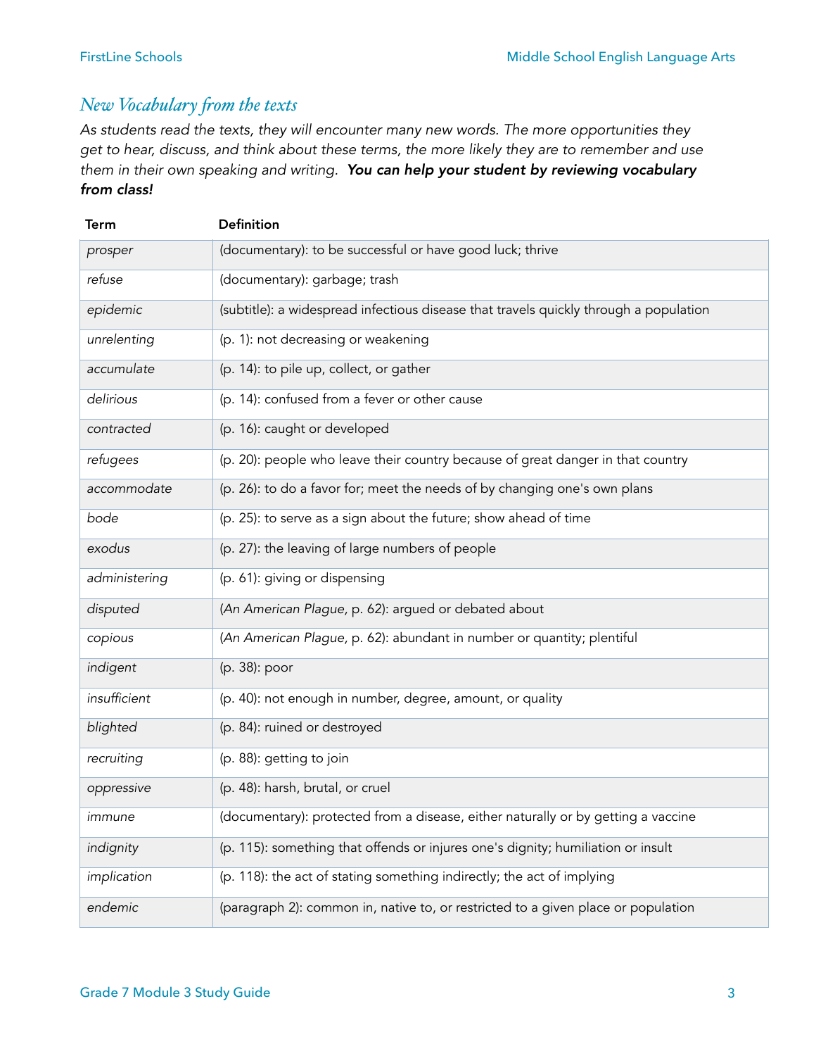## *New Vocabulary from the texts*

*As students read the texts, they will encounter many new words. The more opportunities they get to hear, discuss, and think about these terms, the more likely they are to remember and use them in their own speaking and writing.* ***You can help your student by reviewing vocabulary from class!***

| Term | Definition |
|---|---|
| *prosper* | (documentary): to be successful or have good luck; thrive |
| *refuse* | (documentary): garbage; trash |
| *epidemic* | (subtitle): a widespread infectious disease that travels quickly through a population |
| *unrelenting* | (p. 1): not decreasing or weakening |
| *accumulate* | (p. 14): to pile up, collect, or gather |
| *delirious* | (p. 14): confused from a fever or other cause |
| *contracted* | (p. 16): caught or developed |
| *refugees* | (p. 20): people who leave their country because of great danger in that country |
| *accommodate* | (p. 26): to do a favor for; meet the needs of by changing one's own plans |
| *bode* | (p. 25): to serve as a sign about the future; show ahead of time |
| *exodus* | (p. 27): the leaving of large numbers of people |
| *administering* | (p. 61): giving or dispensing |
| *disputed* | (*An American Plague*, p. 62): argued or debated about |
| *copious* | (*An American Plague*, p. 62): abundant in number or quantity; plentiful |
| *indigent* | (p. 38): poor |
| *insufficient* | (p. 40): not enough in number, degree, amount, or quality |
| *blighted* | (p. 84): ruined or destroyed |
| *recruiting* | (p. 88): getting to join |
| *oppressive* | (p. 48): harsh, brutal, or cruel |
| *immune* | (documentary): protected from a disease, either naturally or by getting a vaccine |
| *indignity* | (p. 115): something that offends or injures one's dignity; humiliation or insult |
| *implication* | (p. 118): the act of stating something indirectly; the act of implying |
| *endemic* | (paragraph 2): common in, native to, or restricted to a given place or population |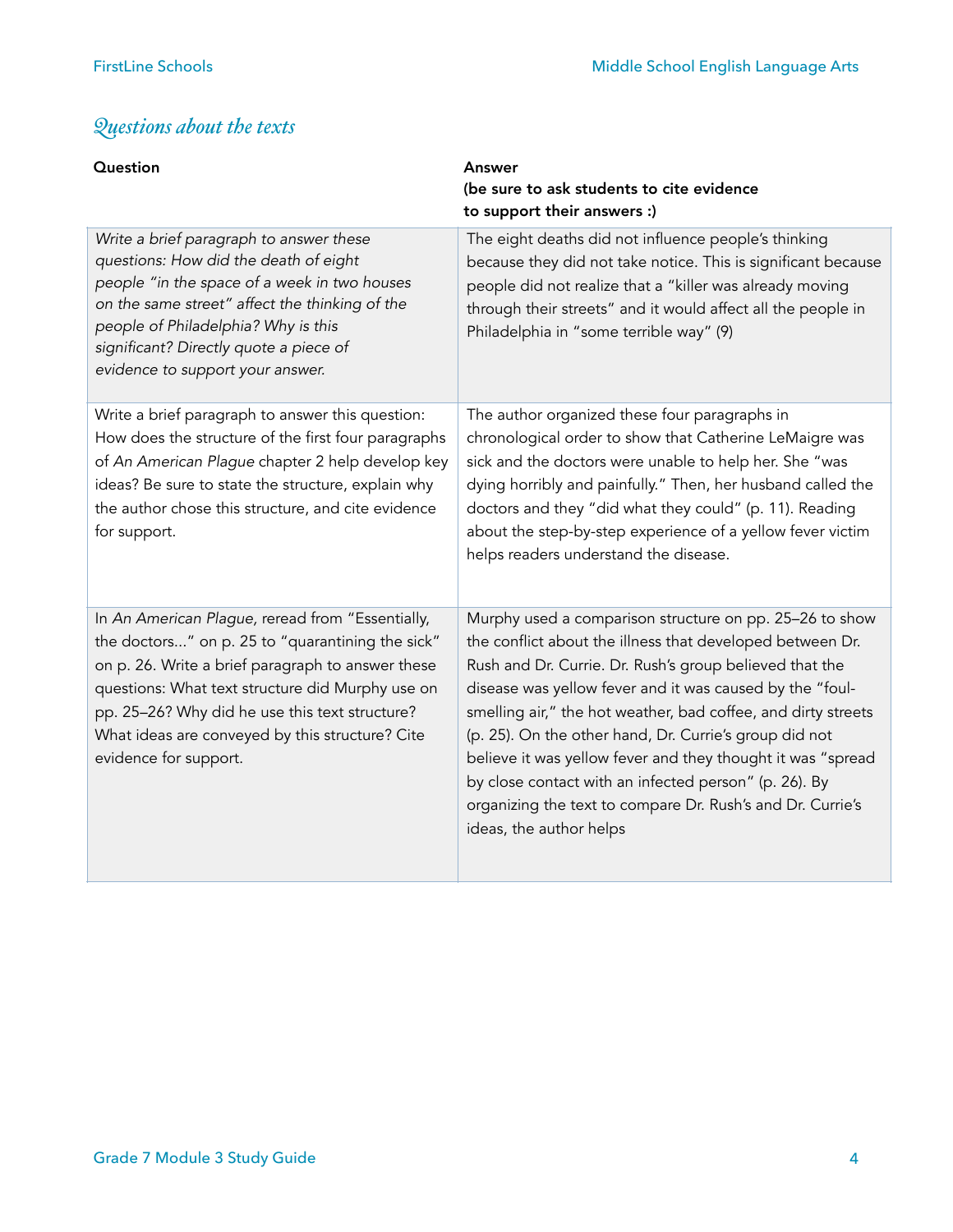## *Questions about the texts*

| Question | Answer<br>(be sure to ask students to cite evidence to support their answers :) |
|---|---|
| *Write a brief paragraph to answer these questions: How did the death of eight people "in the space of a week in two houses on the same street" affect the thinking of the people of Philadelphia? Why is this significant? Directly quote a piece of evidence to support your answer.* | The eight deaths did not influence people's thinking because they did not take notice. This is significant because people did not realize that a "killer was already moving through their streets" and it would affect all the people in Philadelphia in "some terrible way" (9) |
| Write a brief paragraph to answer this question: How does the structure of the first four paragraphs of *An American Plague* chapter 2 help develop key ideas? Be sure to state the structure, explain why the author chose this structure, and cite evidence for support. | The author organized these four paragraphs in chronological order to show that Catherine LeMaigre was sick and the doctors were unable to help her. She "was dying horribly and painfully." Then, her husband called the doctors and they "did what they could" (p. 11). Reading about the step-by-step experience of a yellow fever victim helps readers understand the disease. |
| In *An American Plague*, reread from "Essentially, the doctors..." on p. 25 to "quarantining the sick" on p. 26. Write a brief paragraph to answer these questions: What text structure did Murphy use on pp. 25–26? Why did he use this text structure? What ideas are conveyed by this structure? Cite evidence for support. | Murphy used a comparison structure on pp. 25–26 to show the conflict about the illness that developed between Dr. Rush and Dr. Currie. Dr. Rush's group believed that the disease was yellow fever and it was caused by the "foul-smelling air," the hot weather, bad coffee, and dirty streets (p. 25). On the other hand, Dr. Currie's group did not believe it was yellow fever and they thought it was "spread by close contact with an infected person" (p. 26). By organizing the text to compare Dr. Rush's and Dr. Currie's ideas, the author helps |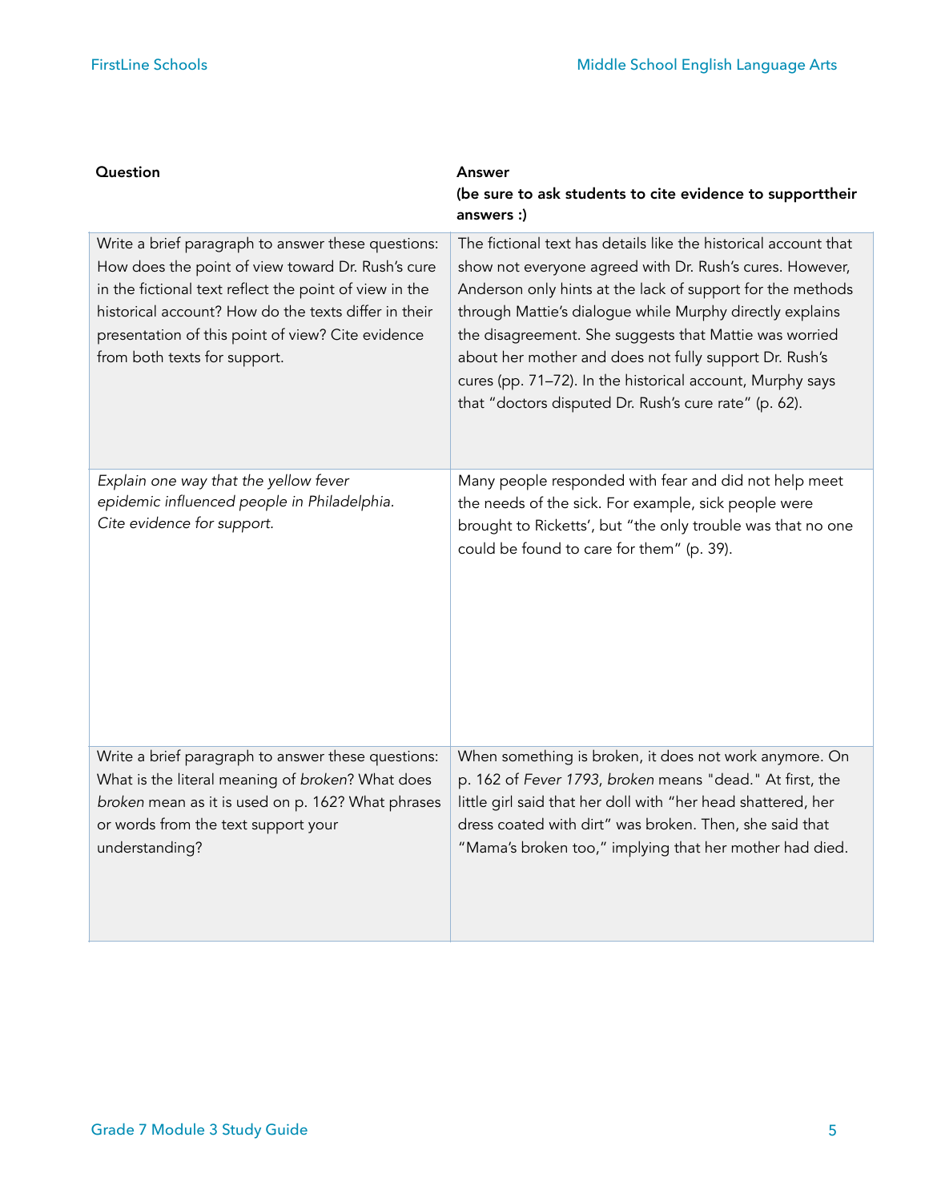| Question | Answer (be sure to ask students to cite evidence to supporttheir answers :) |
|---|---|
| Write a brief paragraph to answer these questions: How does the point of view toward Dr. Rush's cure in the fictional text reflect the point of view in the historical account? How do the texts differ in their presentation of this point of view? Cite evidence from both texts for support. | The fictional text has details like the historical account that show not everyone agreed with Dr. Rush's cures. However, Anderson only hints at the lack of support for the methods through Mattie's dialogue while Murphy directly explains the disagreement. She suggests that Mattie was worried about her mother and does not fully support Dr. Rush's cures (pp. 71–72). In the historical account, Murphy says that "doctors disputed Dr. Rush's cure rate" (p. 62). |
| *Explain one way that the yellow fever epidemic influenced people in Philadelphia. Cite evidence for support.* | Many people responded with fear and did not help meet the needs of the sick. For example, sick people were brought to Ricketts', but "the only trouble was that no one could be found to care for them" (p. 39). |
| Write a brief paragraph to answer these questions: What is the literal meaning of *broken*? What does *broken* mean as it is used on p. 162? What phrases or words from the text support your understanding? | When something is broken, it does not work anymore. On p. 162 of *Fever 1793*, *broken* means "dead." At first, the little girl said that her doll with "her head shattered, her dress coated with dirt" was broken. Then, she said that "Mama's broken too," implying that her mother had died. |